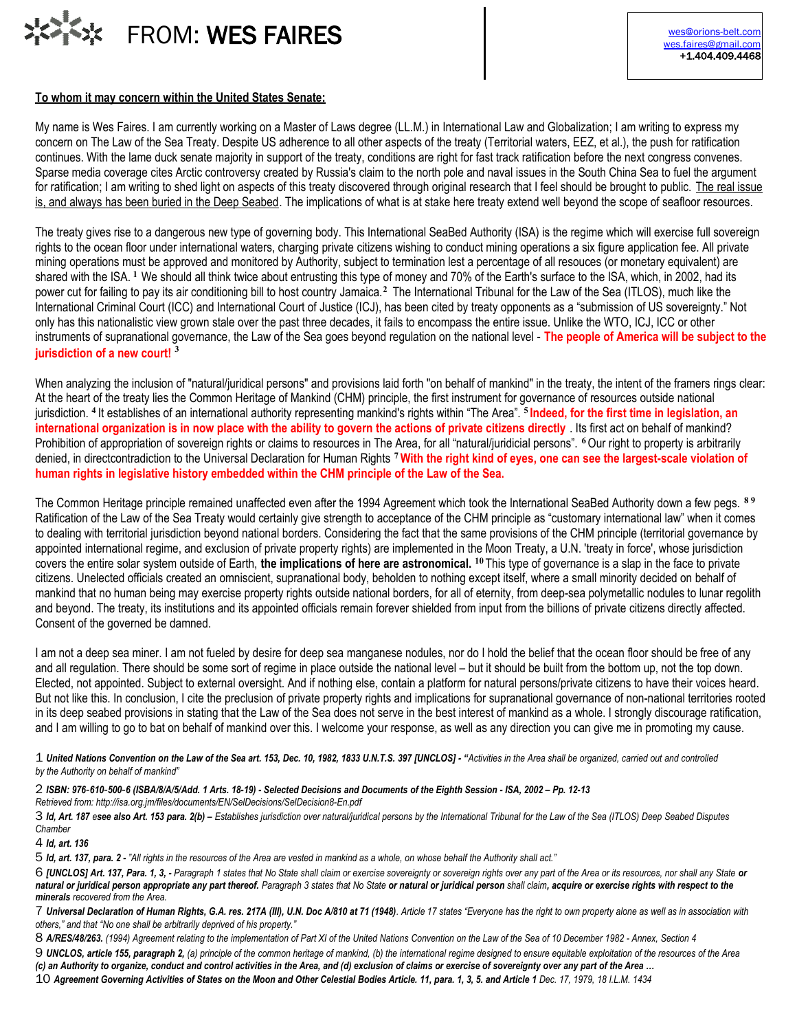# FROM: WES FAIRES

wes@orions-belt.com
wes.faires@gmail.com
**+1.404.409.4468**

**To whom it may concern within the United States Senate:**

My name is Wes Faires. I am currently working on a Master of Laws degree (LL.M.) in International Law and Globalization; I am writing to express my concern on The Law of the Sea Treaty. Despite US adherence to all other aspects of the treaty (Territorial waters, EEZ, et al.), the push for ratification continues. With the lame duck senate majority in support of the treaty, conditions are right for fast track ratification before the next congress convenes. Sparse media coverage cites Arctic controversy created by Russia's claim to the north pole and naval issues in the South China Sea to fuel the argument for ratification; I am writing to shed light on aspects of this treaty discovered through original research that I feel should be brought to public. The real issue is, and always has been buried in the Deep Seabed. The implications of what is at stake here treaty extend well beyond the scope of seafloor resources.

The treaty gives rise to a dangerous new type of governing body. This International SeaBed Authority (ISA) is the regime which will exercise full sovereign rights to the ocean floor under international waters, charging private citizens wishing to conduct mining operations a six figure application fee. All private mining operations must be approved and monitored by Authority, subject to termination lest a percentage of all resouces (or monetary equivalent) are shared with the ISA. [1] We should all think twice about entrusting this type of money and 70% of the Earth's surface to the ISA, which, in 2002, had its power cut for failing to pay its air conditioning bill to host country Jamaica.[2] The International Tribunal for the Law of the Sea (ITLOS), much like the International Criminal Court (ICC) and International Court of Justice (ICJ), has been cited by treaty opponents as a "submission of US sovereignty." Not only has this nationalistic view grown stale over the past three decades, it fails to encompass the entire issue. Unlike the WTO, ICJ, ICC or other instruments of supranational governance, the Law of the Sea goes beyond regulation on the national level - **The people of America will be subject to the jurisdiction of a new court!** [3]

When analyzing the inclusion of "natural/juridical persons" and provisions laid forth "on behalf of mankind" in the treaty, the intent of the framers rings clear: At the heart of the treaty lies the Common Heritage of Mankind (CHM) principle, the first instrument for governance of resources outside national jurisdiction. [4] It establishes of an international authority representing mankind's rights within "The Area". [5] **Indeed, for the first time in legislation, an international organization is in now place with the ability to govern the actions of private citizens directly** . Its first act on behalf of mankind? Prohibition of appropriation of sovereign rights or claims to resources in The Area, for all "natural/juridicial persons". [6] Our right to property is arbitrarily denied, in directcontradiction to the Universal Declaration for Human Rights [7] **With the right kind of eyes, one can see the largest-scale violation of human rights in legislative history embedded within the CHM principle of the Law of the Sea.**

The Common Heritage principle remained unaffected even after the 1994 Agreement which took the International SeaBed Authority down a few pegs. [8] [9] Ratification of the Law of the Sea Treaty would certainly give strength to acceptance of the CHM principle as "customary international law" when it comes to dealing with territorial jurisdiction beyond national borders. Considering the fact that the same provisions of the CHM principle (territorial governance by appointed international regime, and exclusion of private property rights) are implemented in the Moon Treaty, a U.N. 'treaty in force', whose jurisdiction covers the entire solar system outside of Earth, **the implications of here are astronomical.** [10] This type of governance is a slap in the face to private citizens. Unelected officials created an omniscient, supranational body, beholden to nothing except itself, where a small minority decided on behalf of mankind that no human being may exercise property rights outside national borders, for all of eternity, from deep-sea polymetallic nodules to lunar regolith and beyond. The treaty, its institutions and its appointed officials remain forever shielded from input from the billions of private citizens directly affected. Consent of the governed be damned.

I am not a deep sea miner. I am not fueled by desire for deep sea manganese nodules, nor do I hold the belief that the ocean floor should be free of any and all regulation. There should be some sort of regime in place outside the national level – but it should be built from the bottom up, not the top down. Elected, not appointed. Subject to external oversight. And if nothing else, contain a platform for natural persons/private citizens to have their voices heard. But not like this. In conclusion, I cite the preclusion of private property rights and implications for supranational governance of non-national territories rooted in its deep seabed provisions in stating that the Law of the Sea does not serve in the best interest of mankind as a whole. I strongly discourage ratification, and I am willing to go to bat on behalf of mankind over this. I welcome your response, as well as any direction you can give me in promoting my cause.

1 ***United Nations Convention on the Law of the Sea art. 153, Dec. 10, 1982, 1833 U.N.T.S. 397 [UNCLOS] -*** *"Activities in the Area shall be organized, carried out and controlled by the Authority on behalf of mankind"*

2 ***ISBN: 976-610-500-6 (ISBA/8/A/5/Add. 1 Arts. 18-19) - Selected Decisions and Documents of the Eighth Session - ISA, 2002 – Pp. 12-13***
*Retrieved from: http://isa.org.jm/files/documents/EN/SelDecisions/SelDecision8-En.pdf*

3 ***Id, Art. 187 esee also Art. 153 para. 2(b) –*** *Establishes jurisdiction over natural/juridical persons by the International Tribunal for the Law of the Sea (ITLOS) Deep Seabed Disputes Chamber*

4 ***Id, art. 136***

5 ***Id, art. 137, para. 2 -*** *"All rights in the resources of the Area are vested in mankind as a whole, on whose behalf the Authority shall act."*

6 ***[UNCLOS] Art. 137, Para. 1, 3, -*** *Paragraph 1 states that No State shall claim or exercise sovereignty or sovereign rights over any part of the Area or its resources, nor shall any State* ***or natural or juridical person appropriate any part thereof.*** *Paragraph 3 states that No State* ***or natural or juridical person*** *shall claim****, acquire or exercise rights with respect to the minerals*** *recovered from the Area.*

7 ***Universal Declaration of Human Rights, G.A. res. 217A (III), U.N. Doc A/810 at 71 (1948)****. Article 17 states "Everyone has the right to own property alone as well as in association with others," and that "No one shall be arbitrarily deprived of his property."*

8 ***A/RES/48/263.*** *(1994) Agreement relating to the implementation of Part XI of the United Nations Convention on the Law of the Sea of 10 December 1982 - Annex, Section 4*

9 ***UNCLOS, article 155, paragraph 2,*** *(a) principle of the common heritage of mankind, (b) the international regime designed to ensure equitable exploitation of the resources of the Area* ***(c) an Authority to organize, conduct and control activities in the Area, and (d) exclusion of claims or exercise of sovereignty over any part of the Area …***

10 ***Agreement Governing Activities of States on the Moon and Other Celestial Bodies Article. 11, para. 1, 3, 5. and Article 1*** *Dec. 17, 1979, 18 I.L.M. 1434*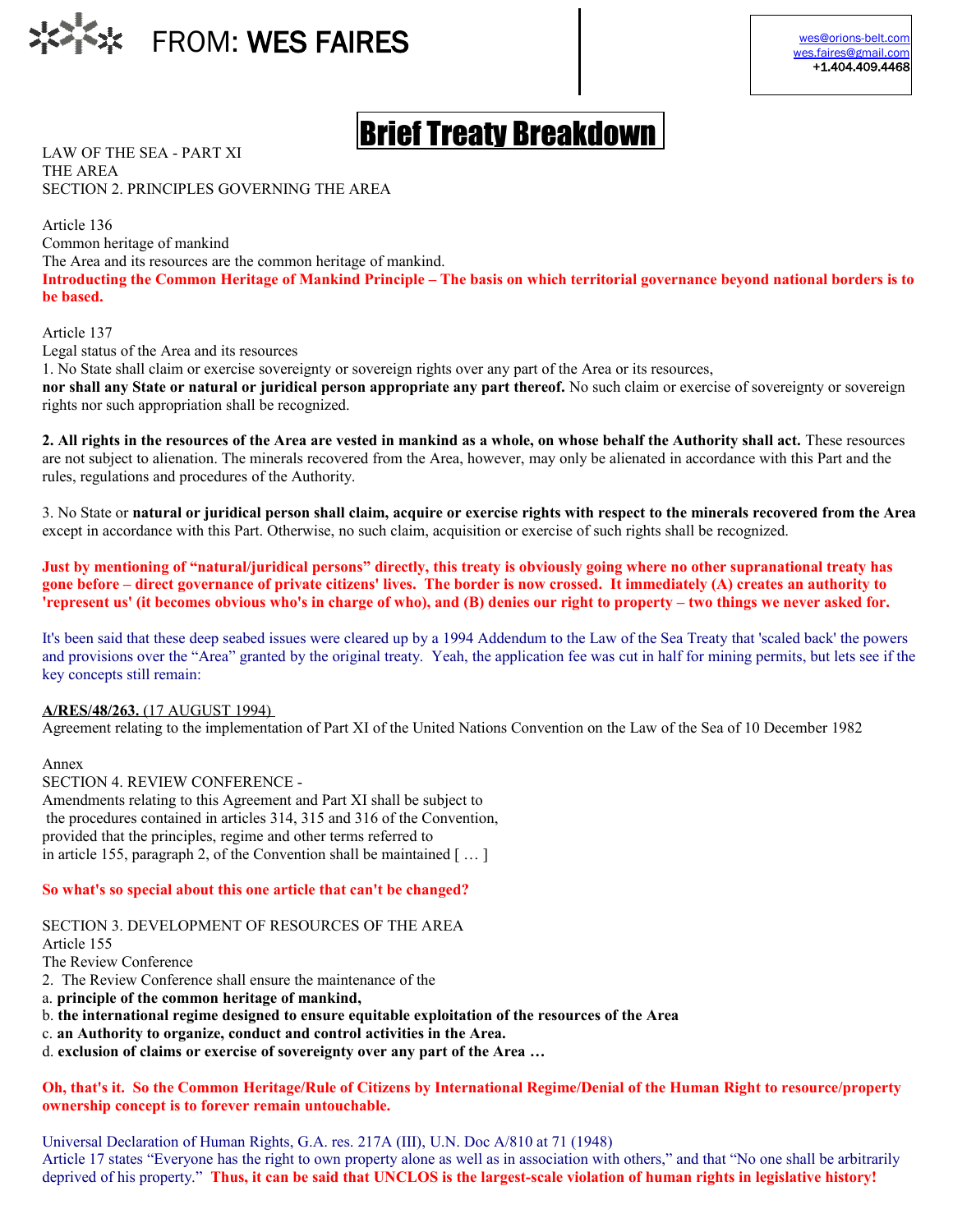FROM: **WES FAIRES**

wes@orions-belt.com
wes.faires@gmail.com
**+1.404.409.4468**

# Brief Treaty Breakdown

LAW OF THE SEA - PART XI
THE AREA
SECTION 2. PRINCIPLES GOVERNING THE AREA

Article 136
Common heritage of mankind
The Area and its resources are the common heritage of mankind.
**Introducting the Common Heritage of Mankind Principle – The basis on which territorial governance beyond national borders is to be based.**

Article 137
Legal status of the Area and its resources
1. No State shall claim or exercise sovereignty or sovereign rights over any part of the Area or its resources, **nor shall any State or natural or juridical person appropriate any part thereof.** No such claim or exercise of sovereignty or sovereign rights nor such appropriation shall be recognized.

**2. All rights in the resources of the Area are vested in mankind as a whole, on whose behalf the Authority shall act.** These resources are not subject to alienation. The minerals recovered from the Area, however, may only be alienated in accordance with this Part and the rules, regulations and procedures of the Authority.

3. No State or **natural or juridical person shall claim, acquire or exercise rights with respect to the minerals recovered from the Area** except in accordance with this Part. Otherwise, no such claim, acquisition or exercise of such rights shall be recognized.

**Just by mentioning of "natural/juridical persons" directly, this treaty is obviously going where no other supranational treaty has gone before – direct governance of private citizens' lives. The border is now crossed. It immediately (A) creates an authority to 'represent us' (it becomes obvious who's in charge of who), and (B) denies our right to property – two things we never asked for.**

It's been said that these deep seabed issues were cleared up by a 1994 Addendum to the Law of the Sea Treaty that 'scaled back' the powers and provisions over the "Area" granted by the original treaty. Yeah, the application fee was cut in half for mining permits, but lets see if the key concepts still remain:

**A/RES/48/263.** (17 AUGUST 1994)
Agreement relating to the implementation of Part XI of the United Nations Convention on the Law of the Sea of 10 December 1982

Annex
SECTION 4. REVIEW CONFERENCE -
Amendments relating to this Agreement and Part XI shall be subject to the procedures contained in articles 314, 315 and 316 of the Convention, provided that the principles, regime and other terms referred to in article 155, paragraph 2, of the Convention shall be maintained [ … ]

**So what's so special about this one article that can't be changed?**

SECTION 3. DEVELOPMENT OF RESOURCES OF THE AREA
Article 155
The Review Conference
2. The Review Conference shall ensure the maintenance of the
a. **principle of the common heritage of mankind,**
b. **the international regime designed to ensure equitable exploitation of the resources of the Area**
c. **an Authority to organize, conduct and control activities in the Area.**
d. **exclusion of claims or exercise of sovereignty over any part of the Area …**

**Oh, that's it. So the Common Heritage/Rule of Citizens by International Regime/Denial of the Human Right to resource/property ownership concept is to forever remain untouchable.**

Universal Declaration of Human Rights, G.A. res. 217A (III), U.N. Doc A/810 at 71 (1948)
Article 17 states "Everyone has the right to own property alone as well as in association with others," and that "No one shall be arbitrarily deprived of his property." **Thus, it can be said that UNCLOS is the largest-scale violation of human rights in legislative history!**